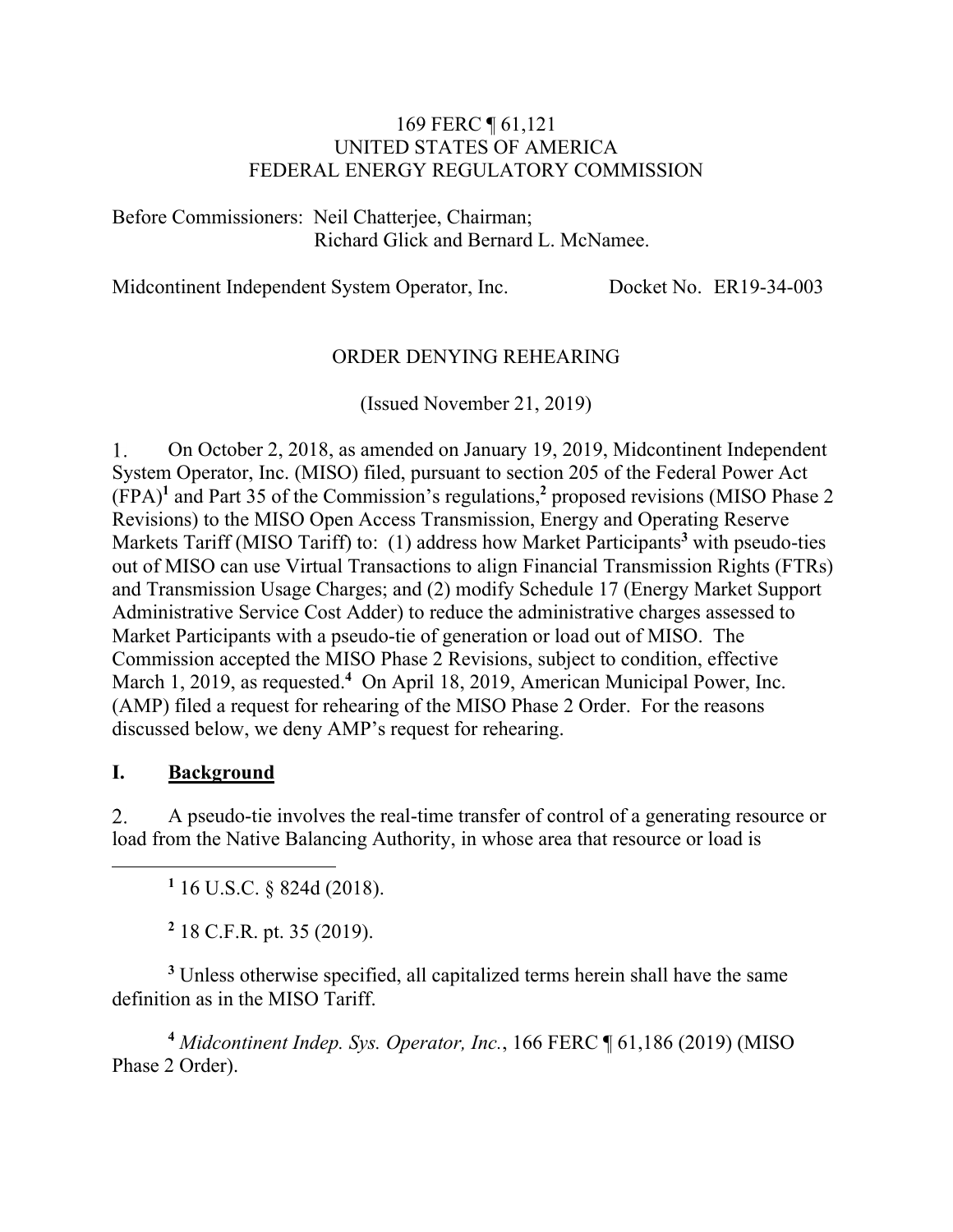169 FERC ¶ 61,121
UNITED STATES OF AMERICA
FEDERAL ENERGY REGULATORY COMMISSION

Before Commissioners: Neil Chatterjee, Chairman;
Richard Glick and Bernard L. McNamee.

Midcontinent Independent System Operator, Inc. Docket No. ER19-34-003

ORDER DENYING REHEARING

(Issued November 21, 2019)

1. On October 2, 2018, as amended on January 19, 2019, Midcontinent Independent System Operator, Inc. (MISO) filed, pursuant to section 205 of the Federal Power Act (FPA)[1] and Part 35 of the Commission's regulations,[2] proposed revisions (MISO Phase 2 Revisions) to the MISO Open Access Transmission, Energy and Operating Reserve Markets Tariff (MISO Tariff) to: (1) address how Market Participants[3] with pseudo-ties out of MISO can use Virtual Transactions to align Financial Transmission Rights (FTRs) and Transmission Usage Charges; and (2) modify Schedule 17 (Energy Market Support Administrative Service Cost Adder) to reduce the administrative charges assessed to Market Participants with a pseudo-tie of generation or load out of MISO. The Commission accepted the MISO Phase 2 Revisions, subject to condition, effective March 1, 2019, as requested.[4] On April 18, 2019, American Municipal Power, Inc. (AMP) filed a request for rehearing of the MISO Phase 2 Order. For the reasons discussed below, we deny AMP's request for rehearing.

## I. Background

2. A pseudo-tie involves the real-time transfer of control of a generating resource or load from the Native Balancing Authority, in whose area that resource or load is

---

[1] 16 U.S.C. § 824d (2018).

[2] 18 C.F.R. pt. 35 (2019).

[3] Unless otherwise specified, all capitalized terms herein shall have the same definition as in the MISO Tariff.

[4] *Midcontinent Indep. Sys. Operator, Inc.*, 166 FERC ¶ 61,186 (2019) (MISO Phase 2 Order).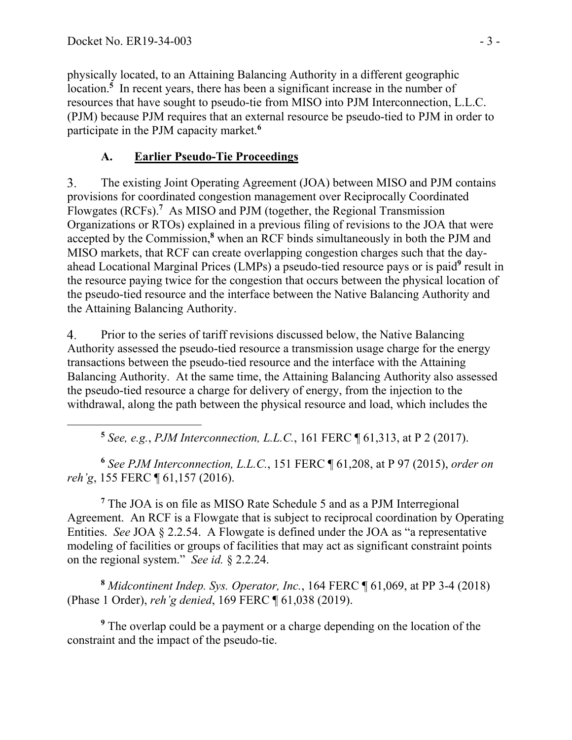physically located, to an Attaining Balancing Authority in a different geographic location.[5] In recent years, there has been a significant increase in the number of resources that have sought to pseudo-tie from MISO into PJM Interconnection, L.L.C. (PJM) because PJM requires that an external resource be pseudo-tied to PJM in order to participate in the PJM capacity market.[6]

### A. Earlier Pseudo-Tie Proceedings

3. The existing Joint Operating Agreement (JOA) between MISO and PJM contains provisions for coordinated congestion management over Reciprocally Coordinated Flowgates (RCFs).[7] As MISO and PJM (together, the Regional Transmission Organizations or RTOs) explained in a previous filing of revisions to the JOA that were accepted by the Commission,[8] when an RCF binds simultaneously in both the PJM and MISO markets, that RCF can create overlapping congestion charges such that the day-ahead Locational Marginal Prices (LMPs) a pseudo-tied resource pays or is paid[9] result in the resource paying twice for the congestion that occurs between the physical location of the pseudo-tied resource and the interface between the Native Balancing Authority and the Attaining Balancing Authority.

4. Prior to the series of tariff revisions discussed below, the Native Balancing Authority assessed the pseudo-tied resource a transmission usage charge for the energy transactions between the pseudo-tied resource and the interface with the Attaining Balancing Authority. At the same time, the Attaining Balancing Authority also assessed the pseudo-tied resource a charge for delivery of energy, from the injection to the withdrawal, along the path between the physical resource and load, which includes the

---

[5] *See, e.g.*, *PJM Interconnection, L.L.C.*, 161 FERC ¶ 61,313, at P 2 (2017).

[6] *See PJM Interconnection, L.L.C.*, 151 FERC ¶ 61,208, at P 97 (2015), *order on reh'g*, 155 FERC ¶ 61,157 (2016).

[7] The JOA is on file as MISO Rate Schedule 5 and as a PJM Interregional Agreement. An RCF is a Flowgate that is subject to reciprocal coordination by Operating Entities. *See* JOA § 2.2.54. A Flowgate is defined under the JOA as "a representative modeling of facilities or groups of facilities that may act as significant constraint points on the regional system." *See id.* § 2.2.24.

[8] *Midcontinent Indep. Sys. Operator, Inc.*, 164 FERC ¶ 61,069, at PP 3-4 (2018) (Phase 1 Order), *reh'g denied*, 169 FERC ¶ 61,038 (2019).

[9] The overlap could be a payment or a charge depending on the location of the constraint and the impact of the pseudo-tie.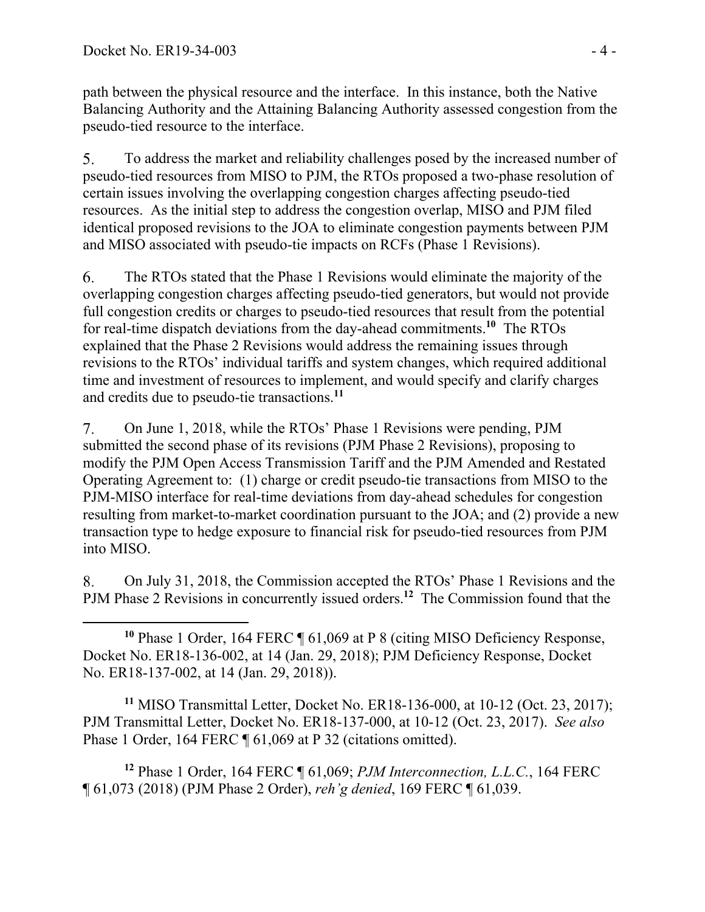path between the physical resource and the interface. In this instance, both the Native Balancing Authority and the Attaining Balancing Authority assessed congestion from the pseudo-tied resource to the interface.

5. To address the market and reliability challenges posed by the increased number of pseudo-tied resources from MISO to PJM, the RTOs proposed a two-phase resolution of certain issues involving the overlapping congestion charges affecting pseudo-tied resources. As the initial step to address the congestion overlap, MISO and PJM filed identical proposed revisions to the JOA to eliminate congestion payments between PJM and MISO associated with pseudo-tie impacts on RCFs (Phase 1 Revisions).

6. The RTOs stated that the Phase 1 Revisions would eliminate the majority of the overlapping congestion charges affecting pseudo-tied generators, but would not provide full congestion credits or charges to pseudo-tied resources that result from the potential for real-time dispatch deviations from the day-ahead commitments.[10] The RTOs explained that the Phase 2 Revisions would address the remaining issues through revisions to the RTOs' individual tariffs and system changes, which required additional time and investment of resources to implement, and would specify and clarify charges and credits due to pseudo-tie transactions.[11]

7. On June 1, 2018, while the RTOs' Phase 1 Revisions were pending, PJM submitted the second phase of its revisions (PJM Phase 2 Revisions), proposing to modify the PJM Open Access Transmission Tariff and the PJM Amended and Restated Operating Agreement to: (1) charge or credit pseudo-tie transactions from MISO to the PJM-MISO interface for real-time deviations from day-ahead schedules for congestion resulting from market-to-market coordination pursuant to the JOA; and (2) provide a new transaction type to hedge exposure to financial risk for pseudo-tied resources from PJM into MISO.

8. On July 31, 2018, the Commission accepted the RTOs' Phase 1 Revisions and the PJM Phase 2 Revisions in concurrently issued orders.[12] The Commission found that the

---

[10] Phase 1 Order, 164 FERC ¶ 61,069 at P 8 (citing MISO Deficiency Response, Docket No. ER18-136-002, at 14 (Jan. 29, 2018); PJM Deficiency Response, Docket No. ER18-137-002, at 14 (Jan. 29, 2018)).

[11] MISO Transmittal Letter, Docket No. ER18-136-000, at 10-12 (Oct. 23, 2017); PJM Transmittal Letter, Docket No. ER18-137-000, at 10-12 (Oct. 23, 2017). *See also* Phase 1 Order, 164 FERC ¶ 61,069 at P 32 (citations omitted).

[12] Phase 1 Order, 164 FERC ¶ 61,069; *PJM Interconnection, L.L.C.*, 164 FERC ¶ 61,073 (2018) (PJM Phase 2 Order), *reh'g denied*, 169 FERC ¶ 61,039.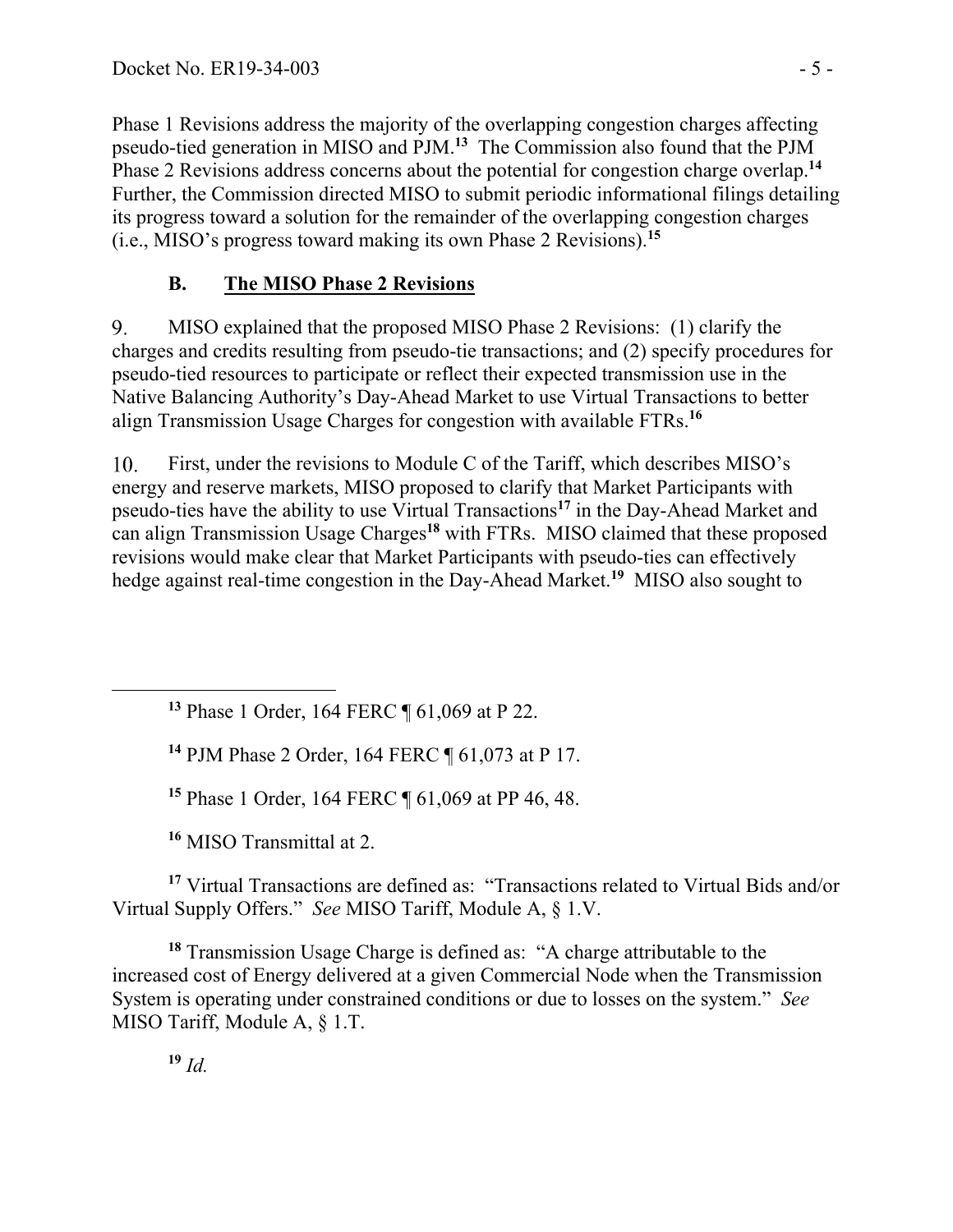Phase 1 Revisions address the majority of the overlapping congestion charges affecting pseudo-tied generation in MISO and PJM.[13] The Commission also found that the PJM Phase 2 Revisions address concerns about the potential for congestion charge overlap.[14] Further, the Commission directed MISO to submit periodic informational filings detailing its progress toward a solution for the remainder of the overlapping congestion charges (i.e., MISO's progress toward making its own Phase 2 Revisions).[15]

### B. The MISO Phase 2 Revisions

9. MISO explained that the proposed MISO Phase 2 Revisions: (1) clarify the charges and credits resulting from pseudo-tie transactions; and (2) specify procedures for pseudo-tied resources to participate or reflect their expected transmission use in the Native Balancing Authority's Day-Ahead Market to use Virtual Transactions to better align Transmission Usage Charges for congestion with available FTRs.[16]

10. First, under the revisions to Module C of the Tariff, which describes MISO's energy and reserve markets, MISO proposed to clarify that Market Participants with pseudo-ties have the ability to use Virtual Transactions[17] in the Day-Ahead Market and can align Transmission Usage Charges[18] with FTRs. MISO claimed that these proposed revisions would make clear that Market Participants with pseudo-ties can effectively hedge against real-time congestion in the Day-Ahead Market.[19] MISO also sought to

---

[13] Phase 1 Order, 164 FERC ¶ 61,069 at P 22.

[14] PJM Phase 2 Order, 164 FERC ¶ 61,073 at P 17.

[15] Phase 1 Order, 164 FERC ¶ 61,069 at PP 46, 48.

[16] MISO Transmittal at 2.

[17] Virtual Transactions are defined as: "Transactions related to Virtual Bids and/or Virtual Supply Offers." *See* MISO Tariff, Module A, § 1.V.

[18] Transmission Usage Charge is defined as: "A charge attributable to the increased cost of Energy delivered at a given Commercial Node when the Transmission System is operating under constrained conditions or due to losses on the system." *See* MISO Tariff, Module A, § 1.T.

[19] *Id.*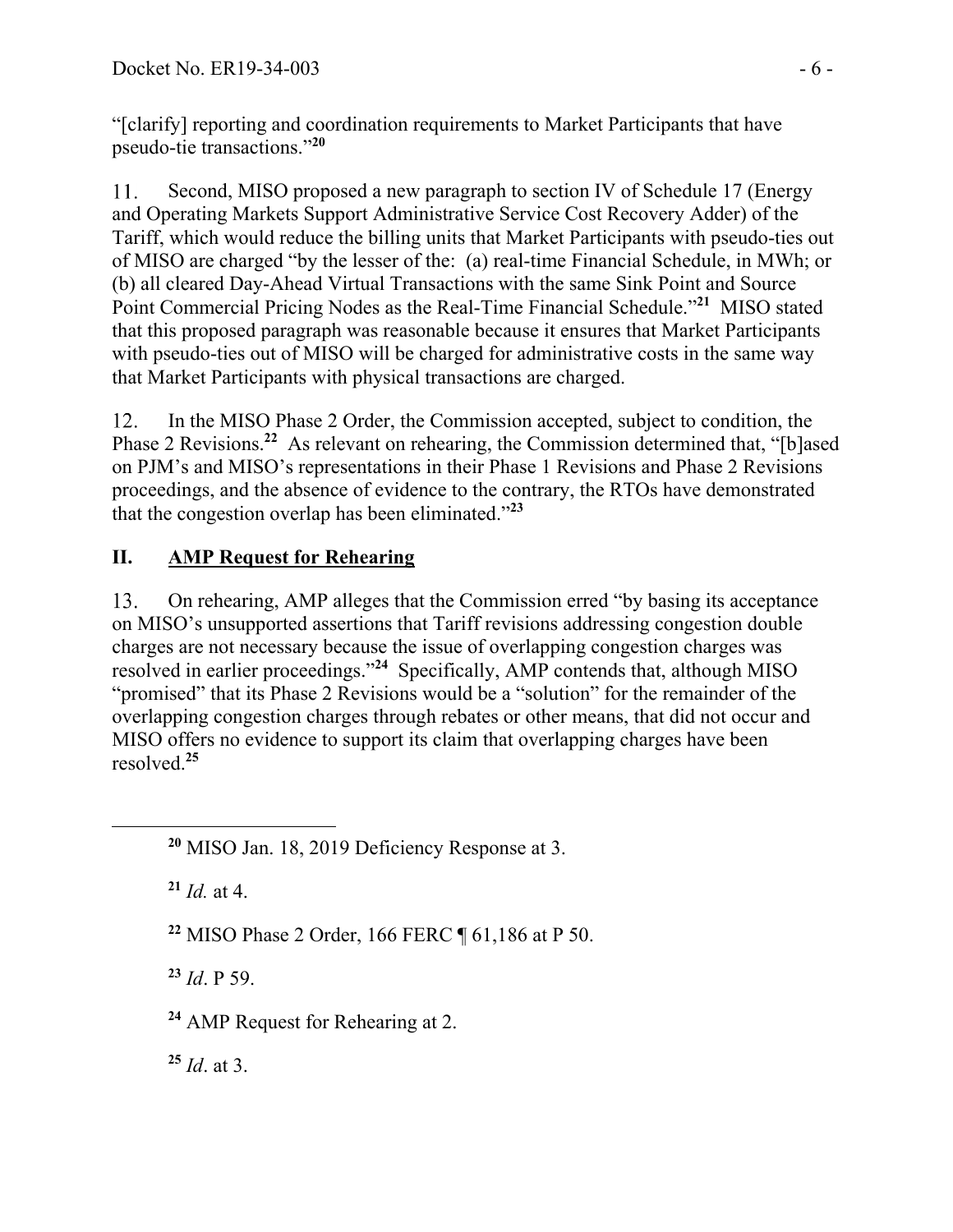"[clarify] reporting and coordination requirements to Market Participants that have pseudo-tie transactions."[20]

11. Second, MISO proposed a new paragraph to section IV of Schedule 17 (Energy and Operating Markets Support Administrative Service Cost Recovery Adder) of the Tariff, which would reduce the billing units that Market Participants with pseudo-ties out of MISO are charged "by the lesser of the: (a) real-time Financial Schedule, in MWh; or (b) all cleared Day-Ahead Virtual Transactions with the same Sink Point and Source Point Commercial Pricing Nodes as the Real-Time Financial Schedule."[21] MISO stated that this proposed paragraph was reasonable because it ensures that Market Participants with pseudo-ties out of MISO will be charged for administrative costs in the same way that Market Participants with physical transactions are charged.

12. In the MISO Phase 2 Order, the Commission accepted, subject to condition, the Phase 2 Revisions.[22] As relevant on rehearing, the Commission determined that, "[b]ased on PJM's and MISO's representations in their Phase 1 Revisions and Phase 2 Revisions proceedings, and the absence of evidence to the contrary, the RTOs have demonstrated that the congestion overlap has been eliminated."[23]

## II. AMP Request for Rehearing

13. On rehearing, AMP alleges that the Commission erred "by basing its acceptance on MISO's unsupported assertions that Tariff revisions addressing congestion double charges are not necessary because the issue of overlapping congestion charges was resolved in earlier proceedings."[24] Specifically, AMP contends that, although MISO "promised" that its Phase 2 Revisions would be a "solution" for the remainder of the overlapping congestion charges through rebates or other means, that did not occur and MISO offers no evidence to support its claim that overlapping charges have been resolved.[25]

---

[20] MISO Jan. 18, 2019 Deficiency Response at 3.

[21] *Id.* at 4.

[22] MISO Phase 2 Order, 166 FERC ¶ 61,186 at P 50.

[23] *Id*. P 59.

[24] AMP Request for Rehearing at 2.

[25] *Id*. at 3.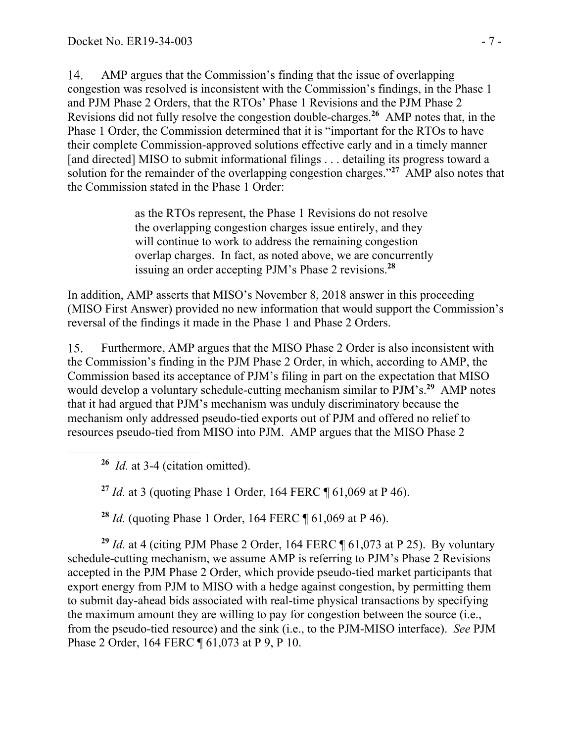14. AMP argues that the Commission's finding that the issue of overlapping congestion was resolved is inconsistent with the Commission's findings, in the Phase 1 and PJM Phase 2 Orders, that the RTOs' Phase 1 Revisions and the PJM Phase 2 Revisions did not fully resolve the congestion double-charges.[26] AMP notes that, in the Phase 1 Order, the Commission determined that it is "important for the RTOs to have their complete Commission-approved solutions effective early and in a timely manner [and directed] MISO to submit informational filings . . . detailing its progress toward a solution for the remainder of the overlapping congestion charges."[27] AMP also notes that the Commission stated in the Phase 1 Order:

> as the RTOs represent, the Phase 1 Revisions do not resolve the overlapping congestion charges issue entirely, and they will continue to work to address the remaining congestion overlap charges. In fact, as noted above, we are concurrently issuing an order accepting PJM's Phase 2 revisions.[28]

In addition, AMP asserts that MISO's November 8, 2018 answer in this proceeding (MISO First Answer) provided no new information that would support the Commission's reversal of the findings it made in the Phase 1 and Phase 2 Orders.

15. Furthermore, AMP argues that the MISO Phase 2 Order is also inconsistent with the Commission's finding in the PJM Phase 2 Order, in which, according to AMP, the Commission based its acceptance of PJM's filing in part on the expectation that MISO would develop a voluntary schedule-cutting mechanism similar to PJM's.[29] AMP notes that it had argued that PJM's mechanism was unduly discriminatory because the mechanism only addressed pseudo-tied exports out of PJM and offered no relief to resources pseudo-tied from MISO into PJM. AMP argues that the MISO Phase 2

---

[26] *Id.* at 3-4 (citation omitted).

[27] *Id.* at 3 (quoting Phase 1 Order, 164 FERC ¶ 61,069 at P 46).

[28] *Id.* (quoting Phase 1 Order, 164 FERC ¶ 61,069 at P 46).

[29] *Id.* at 4 (citing PJM Phase 2 Order, 164 FERC ¶ 61,073 at P 25). By voluntary schedule-cutting mechanism, we assume AMP is referring to PJM's Phase 2 Revisions accepted in the PJM Phase 2 Order, which provide pseudo-tied market participants that export energy from PJM to MISO with a hedge against congestion, by permitting them to submit day-ahead bids associated with real-time physical transactions by specifying the maximum amount they are willing to pay for congestion between the source (i.e., from the pseudo-tied resource) and the sink (i.e., to the PJM-MISO interface). *See* PJM Phase 2 Order, 164 FERC ¶ 61,073 at P 9, P 10.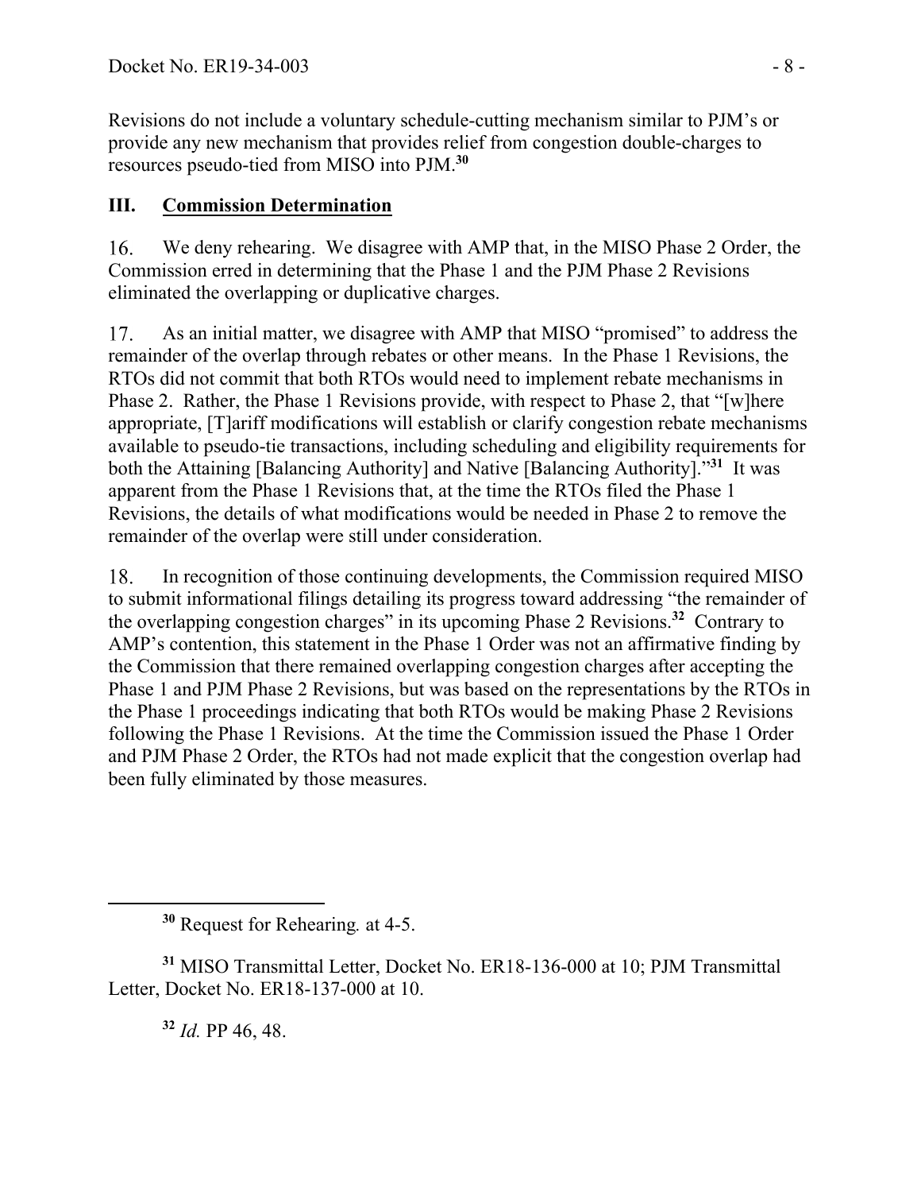Revisions do not include a voluntary schedule-cutting mechanism similar to PJM's or provide any new mechanism that provides relief from congestion double-charges to resources pseudo-tied from MISO into PJM.[30]

## III. Commission Determination

16. We deny rehearing. We disagree with AMP that, in the MISO Phase 2 Order, the Commission erred in determining that the Phase 1 and the PJM Phase 2 Revisions eliminated the overlapping or duplicative charges.

17. As an initial matter, we disagree with AMP that MISO "promised" to address the remainder of the overlap through rebates or other means. In the Phase 1 Revisions, the RTOs did not commit that both RTOs would need to implement rebate mechanisms in Phase 2. Rather, the Phase 1 Revisions provide, with respect to Phase 2, that "[w]here appropriate, [T]ariff modifications will establish or clarify congestion rebate mechanisms available to pseudo-tie transactions, including scheduling and eligibility requirements for both the Attaining [Balancing Authority] and Native [Balancing Authority]."[31] It was apparent from the Phase 1 Revisions that, at the time the RTOs filed the Phase 1 Revisions, the details of what modifications would be needed in Phase 2 to remove the remainder of the overlap were still under consideration.

18. In recognition of those continuing developments, the Commission required MISO to submit informational filings detailing its progress toward addressing "the remainder of the overlapping congestion charges" in its upcoming Phase 2 Revisions.[32] Contrary to AMP's contention, this statement in the Phase 1 Order was not an affirmative finding by the Commission that there remained overlapping congestion charges after accepting the Phase 1 and PJM Phase 2 Revisions, but was based on the representations by the RTOs in the Phase 1 proceedings indicating that both RTOs would be making Phase 2 Revisions following the Phase 1 Revisions. At the time the Commission issued the Phase 1 Order and PJM Phase 2 Order, the RTOs had not made explicit that the congestion overlap had been fully eliminated by those measures.

---

[30] Request for Rehearing*.* at 4-5.

[31] MISO Transmittal Letter, Docket No. ER18-136-000 at 10; PJM Transmittal Letter, Docket No. ER18-137-000 at 10.

[32] *Id.* PP 46, 48.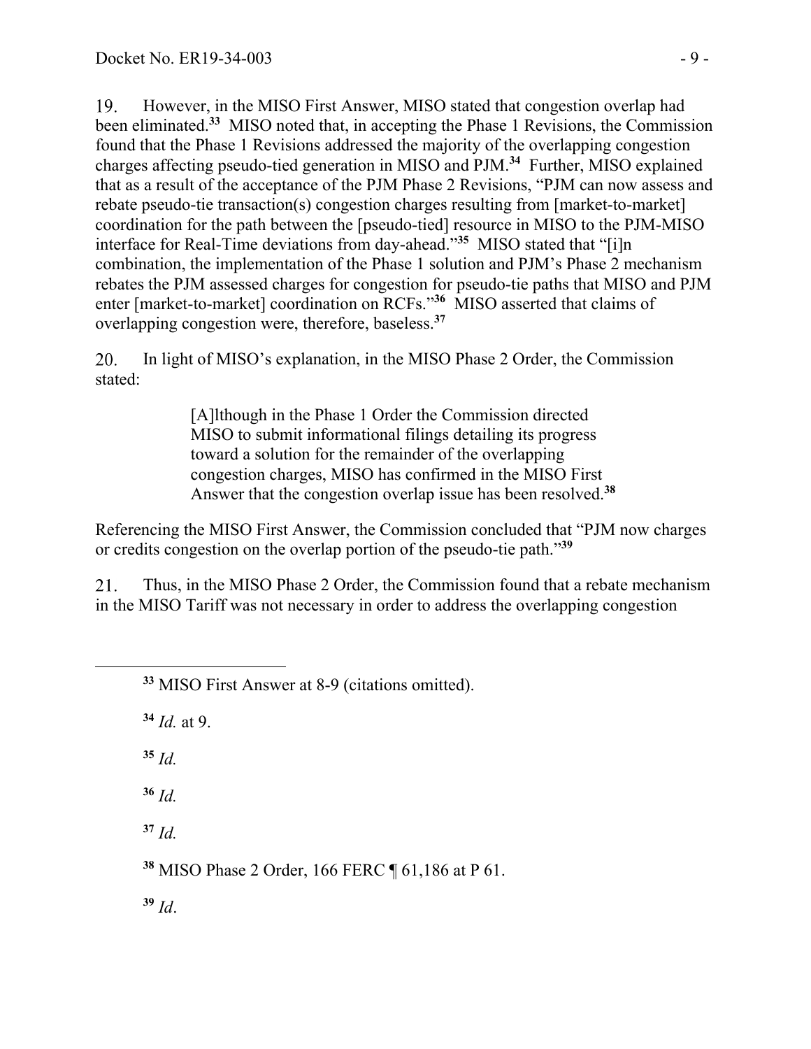19. However, in the MISO First Answer, MISO stated that congestion overlap had been eliminated.[33] MISO noted that, in accepting the Phase 1 Revisions, the Commission found that the Phase 1 Revisions addressed the majority of the overlapping congestion charges affecting pseudo-tied generation in MISO and PJM.[34] Further, MISO explained that as a result of the acceptance of the PJM Phase 2 Revisions, "PJM can now assess and rebate pseudo-tie transaction(s) congestion charges resulting from [market-to-market] coordination for the path between the [pseudo-tied] resource in MISO to the PJM-MISO interface for Real-Time deviations from day-ahead."[35] MISO stated that "[i]n combination, the implementation of the Phase 1 solution and PJM's Phase 2 mechanism rebates the PJM assessed charges for congestion for pseudo-tie paths that MISO and PJM enter [market-to-market] coordination on RCFs."[36] MISO asserted that claims of overlapping congestion were, therefore, baseless.[37]

20. In light of MISO's explanation, in the MISO Phase 2 Order, the Commission stated:

> [A]lthough in the Phase 1 Order the Commission directed MISO to submit informational filings detailing its progress toward a solution for the remainder of the overlapping congestion charges, MISO has confirmed in the MISO First Answer that the congestion overlap issue has been resolved.[38]

Referencing the MISO First Answer, the Commission concluded that "PJM now charges or credits congestion on the overlap portion of the pseudo-tie path."[39]

21. Thus, in the MISO Phase 2 Order, the Commission found that a rebate mechanism in the MISO Tariff was not necessary in order to address the overlapping congestion

---

[33] MISO First Answer at 8-9 (citations omitted).

[34] *Id.* at 9.

[35] *Id.*

[36] *Id.*

[37] *Id.*

[38] MISO Phase 2 Order, 166 FERC ¶ 61,186 at P 61.

[39] *Id*.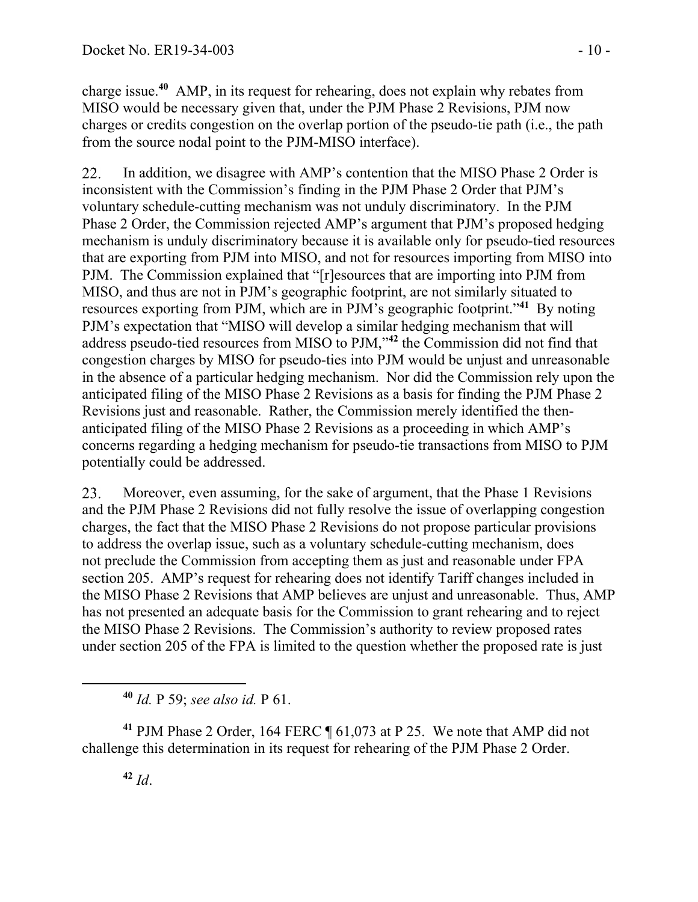charge issue.[40] AMP, in its request for rehearing, does not explain why rebates from MISO would be necessary given that, under the PJM Phase 2 Revisions, PJM now charges or credits congestion on the overlap portion of the pseudo-tie path (i.e., the path from the source nodal point to the PJM-MISO interface).

22. In addition, we disagree with AMP's contention that the MISO Phase 2 Order is inconsistent with the Commission's finding in the PJM Phase 2 Order that PJM's voluntary schedule-cutting mechanism was not unduly discriminatory. In the PJM Phase 2 Order, the Commission rejected AMP's argument that PJM's proposed hedging mechanism is unduly discriminatory because it is available only for pseudo-tied resources that are exporting from PJM into MISO, and not for resources importing from MISO into PJM. The Commission explained that "[r]esources that are importing into PJM from MISO, and thus are not in PJM's geographic footprint, are not similarly situated to resources exporting from PJM, which are in PJM's geographic footprint."[41] By noting PJM's expectation that "MISO will develop a similar hedging mechanism that will address pseudo-tied resources from MISO to PJM,"[42] the Commission did not find that congestion charges by MISO for pseudo-ties into PJM would be unjust and unreasonable in the absence of a particular hedging mechanism. Nor did the Commission rely upon the anticipated filing of the MISO Phase 2 Revisions as a basis for finding the PJM Phase 2 Revisions just and reasonable. Rather, the Commission merely identified the then-anticipated filing of the MISO Phase 2 Revisions as a proceeding in which AMP's concerns regarding a hedging mechanism for pseudo-tie transactions from MISO to PJM potentially could be addressed.

23. Moreover, even assuming, for the sake of argument, that the Phase 1 Revisions and the PJM Phase 2 Revisions did not fully resolve the issue of overlapping congestion charges, the fact that the MISO Phase 2 Revisions do not propose particular provisions to address the overlap issue, such as a voluntary schedule-cutting mechanism, does not preclude the Commission from accepting them as just and reasonable under FPA section 205. AMP's request for rehearing does not identify Tariff changes included in the MISO Phase 2 Revisions that AMP believes are unjust and unreasonable. Thus, AMP has not presented an adequate basis for the Commission to grant rehearing and to reject the MISO Phase 2 Revisions. The Commission's authority to review proposed rates under section 205 of the FPA is limited to the question whether the proposed rate is just

---

[40] *Id.* P 59; *see also id.* P 61.

[41] PJM Phase 2 Order, 164 FERC ¶ 61,073 at P 25. We note that AMP did not challenge this determination in its request for rehearing of the PJM Phase 2 Order.

[42] *Id*.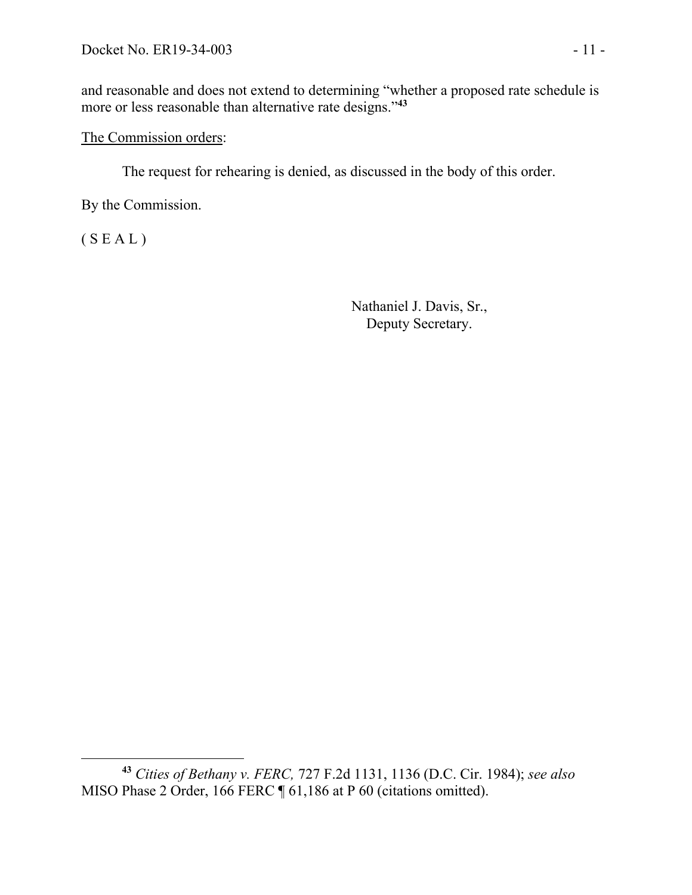and reasonable and does not extend to determining "whether a proposed rate schedule is more or less reasonable than alternative rate designs."[43]

The Commission orders:

The request for rehearing is denied, as discussed in the body of this order.

By the Commission.

( S E A L )

Nathaniel J. Davis, Sr.,
Deputy Secretary.

---

[43] *Cities of Bethany v. FERC,* 727 F.2d 1131, 1136 (D.C. Cir. 1984); *see also* MISO Phase 2 Order, 166 FERC ¶ 61,186 at P 60 (citations omitted).